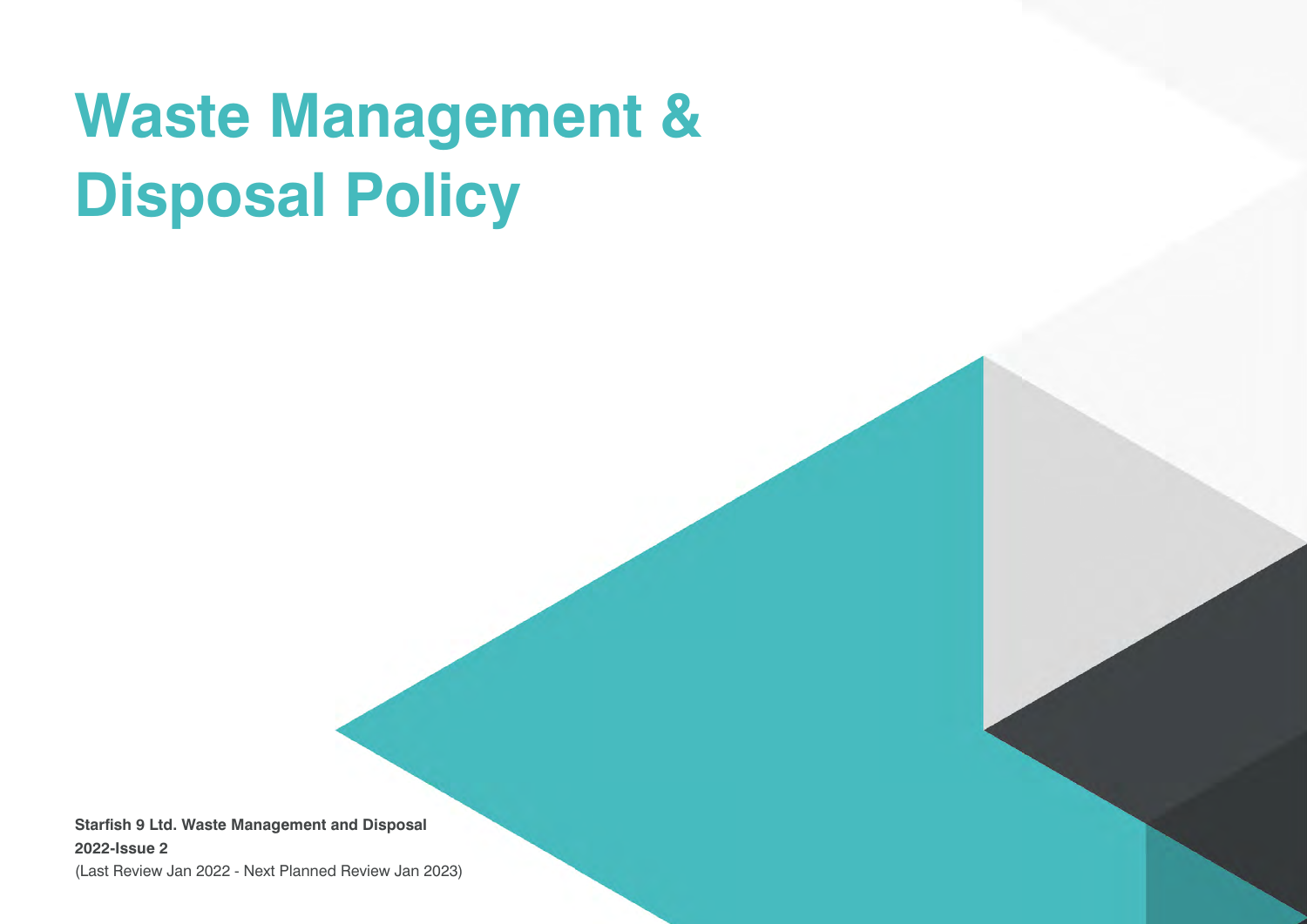# Waste Management & Disposal Policy

**Starfish 9 Ltd. Waste Management and Disposal**

**2022-Issue 2**

(Last Review Jan 2022 - Next Planned Review Jan 2023)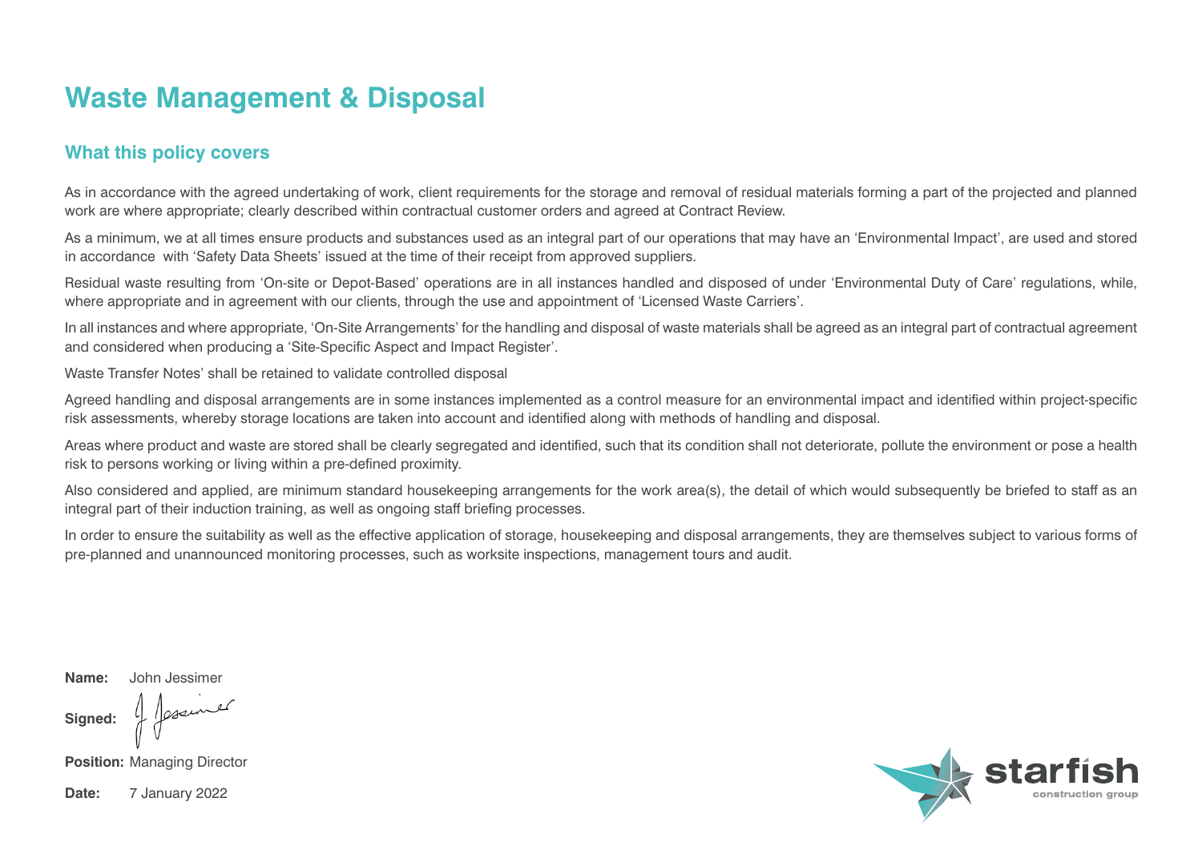# Waste Management & Disposal

## What this policy covers

As in accordance with the agreed undertaking of work, client requirements for the storage and removal of residual materials forming a part of the projected and planned work are where appropriate; clearly described within contractual customer orders and agreed at Contract Review.

As a minimum, we at all times ensure products and substances used as an integral part of our operations that may have an 'Environmental Impact', are used and stored in accordance with 'Safety Data Sheets' issued at the time of their receipt from approved suppliers.

Residual waste resulting from 'On-site or Depot-Based' operations are in all instances handled and disposed of under 'Environmental Duty of Care' regulations, while, where appropriate and in agreement with our clients, through the use and appointment of 'Licensed Waste Carriers'.

In all instances and where appropriate, 'On-Site Arrangements' for the handling and disposal of waste materials shall be agreed as an integral part of contractual agreement and considered when producing a 'Site-Specific Aspect and Impact Register'.

Waste Transfer Notes' shall be retained to validate controlled disposal

Agreed handling and disposal arrangements are in some instances implemented as a control measure for an environmental impact and identified within project-specific risk assessments, whereby storage locations are taken into account and identified along with methods of handling and disposal.

Areas where product and waste are stored shall be clearly segregated and identified, such that its condition shall not deteriorate, pollute the environment or pose a health risk to persons working or living within a pre-defined proximity.

Also considered and applied, are minimum standard housekeeping arrangements for the work area(s), the detail of which would subsequently be briefed to staff as an integral part of their induction training, as well as ongoing staff briefing processes.

In order to ensure the suitability as well as the effective application of storage, housekeeping and disposal arrangements, they are themselves subject to various forms of pre-planned and unannounced monitoring processes, such as worksite inspections, management tours and audit.

**Name:** John Jessimer

**Signed:** J Jessimer

**Position:** Managing Director

**Date:** 7 January 2022

starfish
construction group